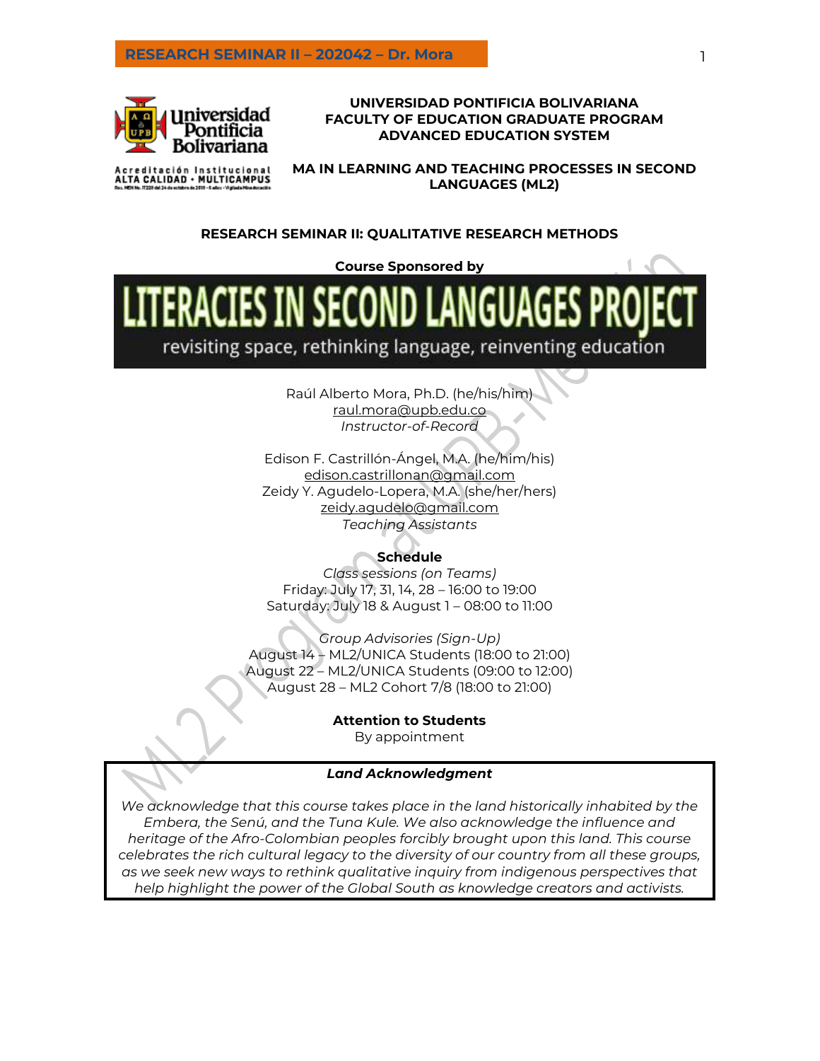**UNIVERSIDAD PONTIFICIA BOLIVARIANA**
**FACULTY OF EDUCATION GRADUATE PROGRAM**
**ADVANCED EDUCATION SYSTEM**

**MA IN LEARNING AND TEACHING PROCESSES IN SECOND LANGUAGES (ML2)**

# RESEARCH SEMINAR II: QUALITATIVE RESEARCH METHODS

**Course Sponsored by**

**LITERACIES IN SECOND LANGUAGES PROJECT**

revisiting space, rethinking language, reinventing education

Raúl Alberto Mora, Ph.D. (he/his/him)
raul.mora@upb.edu.co
*Instructor-of-Record*

Edison F. Castrillón-Ángel, M.A. (he/him/his)
edison.castrillonan@gmail.com
Zeidy Y. Agudelo-Lopera, M.A. (she/her/hers)
zeidy.agudelo@gmail.com
*Teaching Assistants*

**Schedule**

*Class sessions (on Teams)*
Friday: July 17, 31, 14, 28 – 16:00 to 19:00
Saturday: July 18 & August 1 – 08:00 to 11:00

*Group Advisories (Sign-Up)*
August 14 – ML2/UNICA Students (18:00 to 21:00)
August 22 – ML2/UNICA Students (09:00 to 12:00)
August 28 – ML2 Cohort 7/8 (18:00 to 21:00)

**Attention to Students**
By appointment

***Land Acknowledgment***

*We acknowledge that this course takes place in the land historically inhabited by the Embera, the Senú, and the Tuna Kule. We also acknowledge the influence and heritage of the Afro-Colombian peoples forcibly brought upon this land. This course celebrates the rich cultural legacy to the diversity of our country from all these groups, as we seek new ways to rethink qualitative inquiry from indigenous perspectives that help highlight the power of the Global South as knowledge creators and activists.*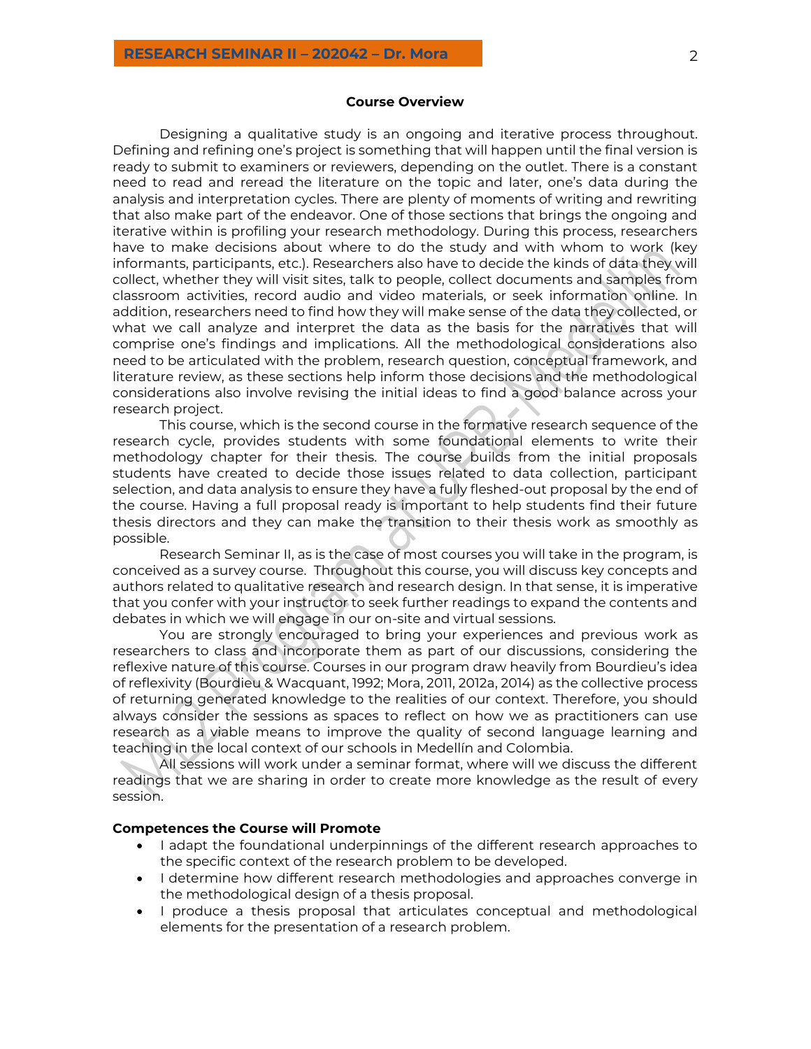## Course Overview

Designing a qualitative study is an ongoing and iterative process throughout. Defining and refining one's project is something that will happen until the final version is ready to submit to examiners or reviewers, depending on the outlet. There is a constant need to read and reread the literature on the topic and later, one's data during the analysis and interpretation cycles. There are plenty of moments of writing and rewriting that also make part of the endeavor. One of those sections that brings the ongoing and iterative within is profiling your research methodology. During this process, researchers have to make decisions about where to do the study and with whom to work (key informants, participants, etc.). Researchers also have to decide the kinds of data they will collect, whether they will visit sites, talk to people, collect documents and samples from classroom activities, record audio and video materials, or seek information online. In addition, researchers need to find how they will make sense of the data they collected, or what we call analyze and interpret the data as the basis for the narratives that will comprise one's findings and implications. All the methodological considerations also need to be articulated with the problem, research question, conceptual framework, and literature review, as these sections help inform those decisions and the methodological considerations also involve revising the initial ideas to find a good balance across your research project.

This course, which is the second course in the formative research sequence of the research cycle, provides students with some foundational elements to write their methodology chapter for their thesis. The course builds from the initial proposals students have created to decide those issues related to data collection, participant selection, and data analysis to ensure they have a fully fleshed-out proposal by the end of the course. Having a full proposal ready is important to help students find their future thesis directors and they can make the transition to their thesis work as smoothly as possible.

Research Seminar II, as is the case of most courses you will take in the program, is conceived as a survey course. Throughout this course, you will discuss key concepts and authors related to qualitative research and research design. In that sense, it is imperative that you confer with your instructor to seek further readings to expand the contents and debates in which we will engage in our on-site and virtual sessions.

You are strongly encouraged to bring your experiences and previous work as researchers to class and incorporate them as part of our discussions, considering the reflexive nature of this course. Courses in our program draw heavily from Bourdieu's idea of reflexivity (Bourdieu & Wacquant, 1992; Mora, 2011, 2012a, 2014) as the collective process of returning generated knowledge to the realities of our context. Therefore, you should always consider the sessions as spaces to reflect on how we as practitioners can use research as a viable means to improve the quality of second language learning and teaching in the local context of our schools in Medellín and Colombia.

All sessions will work under a seminar format, where will we discuss the different readings that we are sharing in order to create more knowledge as the result of every session.

### Competences the Course will Promote

- I adapt the foundational underpinnings of the different research approaches to the specific context of the research problem to be developed.
- I determine how different research methodologies and approaches converge in the methodological design of a thesis proposal.
- I produce a thesis proposal that articulates conceptual and methodological elements for the presentation of a research problem.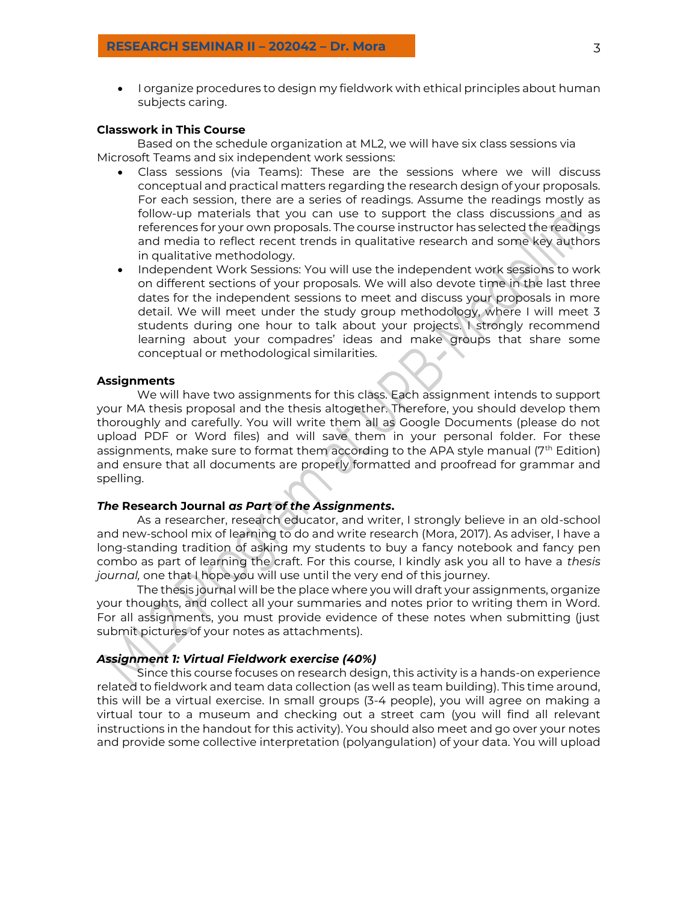- I organize procedures to design my fieldwork with ethical principles about human subjects caring.

**Classwork in This Course**

Based on the schedule organization at ML2, we will have six class sessions via Microsoft Teams and six independent work sessions:

- Class sessions (via Teams): These are the sessions where we will discuss conceptual and practical matters regarding the research design of your proposals. For each session, there are a series of readings. Assume the readings mostly as follow-up materials that you can use to support the class discussions and as references for your own proposals. The course instructor has selected the readings and media to reflect recent trends in qualitative research and some key authors in qualitative methodology.
- Independent Work Sessions: You will use the independent work sessions to work on different sections of your proposals. We will also devote time in the last three dates for the independent sessions to meet and discuss your proposals in more detail. We will meet under the study group methodology, where I will meet 3 students during one hour to talk about your projects. I strongly recommend learning about your compadres' ideas and make groups that share some conceptual or methodological similarities.

**Assignments**

We will have two assignments for this class. Each assignment intends to support your MA thesis proposal and the thesis altogether. Therefore, you should develop them thoroughly and carefully. You will write them all as Google Documents (please do not upload PDF or Word files) and will save them in your personal folder. For these assignments, make sure to format them according to the APA style manual (7th Edition) and ensure that all documents are properly formatted and proofread for grammar and spelling.

***The* Research Journal *as Part of the Assignments*.**

As a researcher, research educator, and writer, I strongly believe in an old-school and new-school mix of learning to do and write research (Mora, 2017). As adviser, I have a long-standing tradition of asking my students to buy a fancy notebook and fancy pen combo as part of learning the craft. For this course, I kindly ask you all to have a *thesis journal,* one that I hope you will use until the very end of this journey.

The thesis journal will be the place where you will draft your assignments, organize your thoughts, and collect all your summaries and notes prior to writing them in Word. For all assignments, you must provide evidence of these notes when submitting (just submit pictures of your notes as attachments).

***Assignment 1: Virtual Fieldwork exercise (40%)***

Since this course focuses on research design, this activity is a hands-on experience related to fieldwork and team data collection (as well as team building). This time around, this will be a virtual exercise. In small groups (3-4 people), you will agree on making a virtual tour to a museum and checking out a street cam (you will find all relevant instructions in the handout for this activity). You should also meet and go over your notes and provide some collective interpretation (polyangulation) of your data. You will upload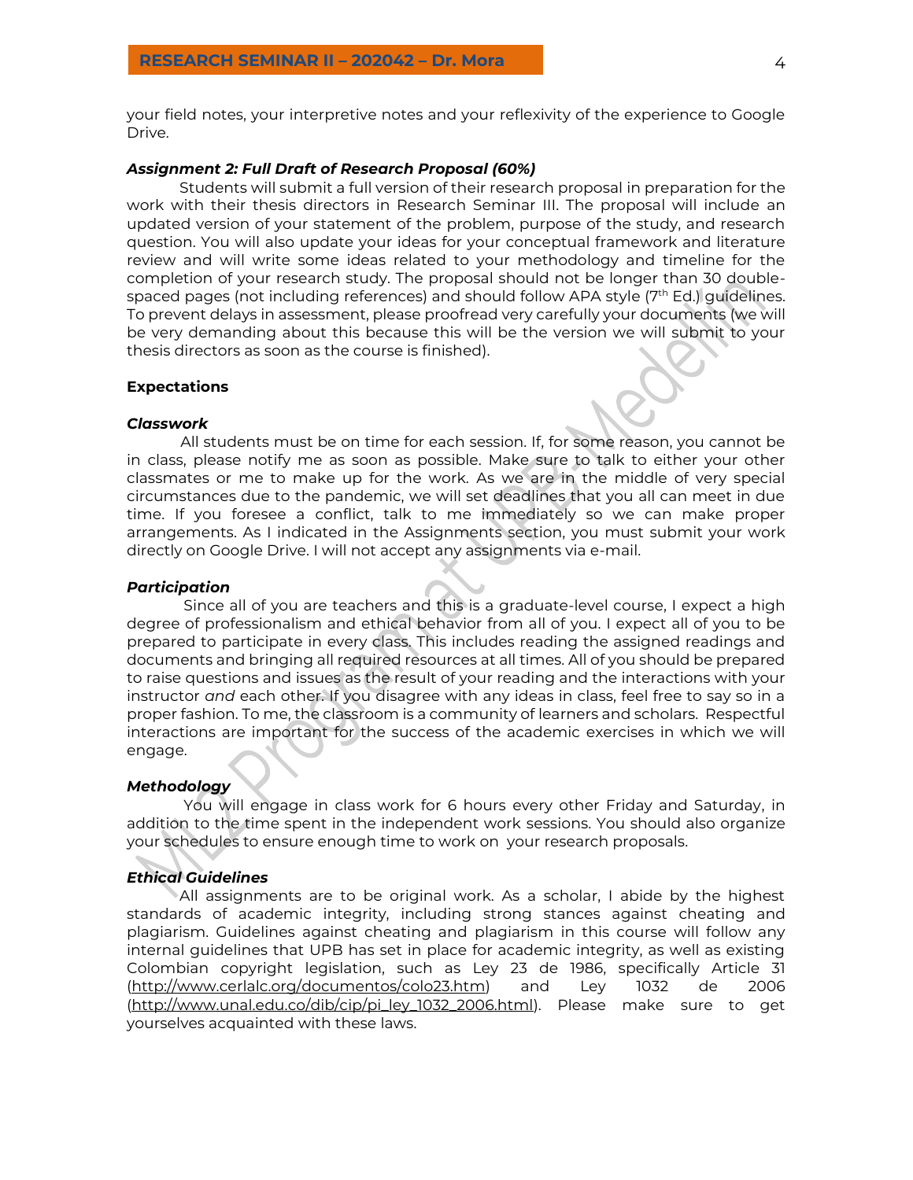your field notes, your interpretive notes and your reflexivity of the experience to Google Drive.

***Assignment 2: Full Draft of Research Proposal (60%)***

Students will submit a full version of their research proposal in preparation for the work with their thesis directors in Research Seminar III. The proposal will include an updated version of your statement of the problem, purpose of the study, and research question. You will also update your ideas for your conceptual framework and literature review and will write some ideas related to your methodology and timeline for the completion of your research study. The proposal should not be longer than 30 double-spaced pages (not including references) and should follow APA style (7th Ed.) guidelines. To prevent delays in assessment, please proofread very carefully your documents (we will be very demanding about this because this will be the version we will submit to your thesis directors as soon as the course is finished).

**Expectations**

***Classwork***

All students must be on time for each session. If, for some reason, you cannot be in class, please notify me as soon as possible. Make sure to talk to either your other classmates or me to make up for the work. As we are in the middle of very special circumstances due to the pandemic, we will set deadlines that you all can meet in due time. If you foresee a conflict, talk to me immediately so we can make proper arrangements. As I indicated in the Assignments section, you must submit your work directly on Google Drive. I will not accept any assignments via e-mail.

***Participation***

Since all of you are teachers and this is a graduate-level course, I expect a high degree of professionalism and ethical behavior from all of you. I expect all of you to be prepared to participate in every class. This includes reading the assigned readings and documents and bringing all required resources at all times. All of you should be prepared to raise questions and issues as the result of your reading and the interactions with your instructor *and* each other. If you disagree with any ideas in class, feel free to say so in a proper fashion. To me, the classroom is a community of learners and scholars. Respectful interactions are important for the success of the academic exercises in which we will engage.

***Methodology***

You will engage in class work for 6 hours every other Friday and Saturday, in addition to the time spent in the independent work sessions. You should also organize your schedules to ensure enough time to work on your research proposals.

***Ethical Guidelines***

All assignments are to be original work. As a scholar, I abide by the highest standards of academic integrity, including strong stances against cheating and plagiarism. Guidelines against cheating and plagiarism in this course will follow any internal guidelines that UPB has set in place for academic integrity, as well as existing Colombian copyright legislation, such as Ley 23 de 1986, specifically Article 31 (http://www.cerlalc.org/documentos/colo23.htm) and Ley 1032 de 2006 (http://www.unal.edu.co/dib/cip/pi_ley_1032_2006.html). Please make sure to get yourselves acquainted with these laws.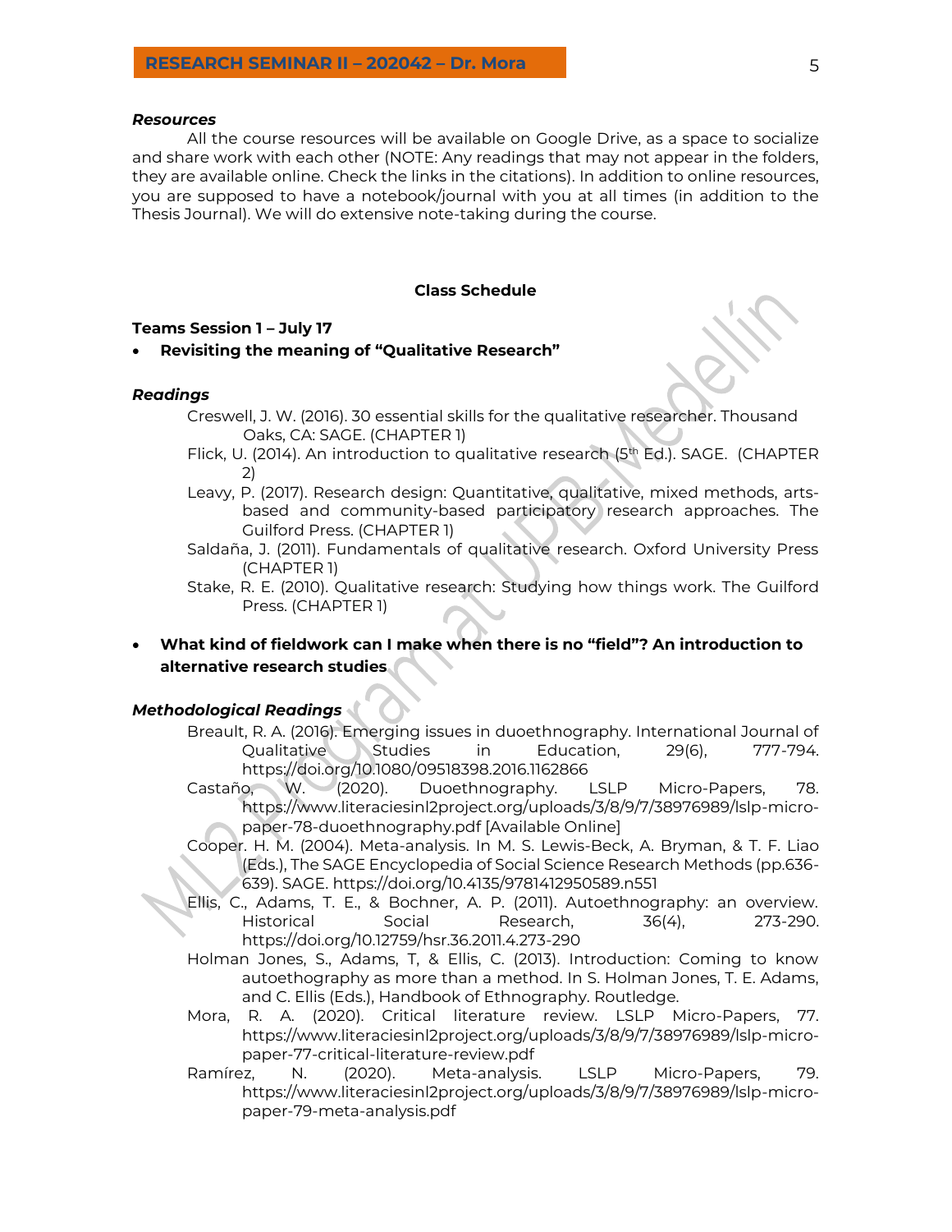### *Resources*

All the course resources will be available on Google Drive, as a space to socialize and share work with each other (NOTE: Any readings that may not appear in the folders, they are available online. Check the links in the citations). In addition to online resources, you are supposed to have a notebook/journal with you at all times (in addition to the Thesis Journal). We will do extensive note-taking during the course.

## Class Schedule

### Teams Session 1 – July 17

- **Revisiting the meaning of "Qualitative Research"**

#### *Readings*

Creswell, J. W. (2016). 30 essential skills for the qualitative researcher. Thousand Oaks, CA: SAGE. (CHAPTER 1)

Flick, U. (2014). An introduction to qualitative research (5th Ed.). SAGE. (CHAPTER 2)

Leavy, P. (2017). Research design: Quantitative, qualitative, mixed methods, arts-based and community-based participatory research approaches. The Guilford Press. (CHAPTER 1)

Saldaña, J. (2011). Fundamentals of qualitative research. Oxford University Press (CHAPTER 1)

Stake, R. E. (2010). Qualitative research: Studying how things work. The Guilford Press. (CHAPTER 1)

- **What kind of fieldwork can I make when there is no "field"? An introduction to alternative research studies**

#### *Methodological Readings*

Breault, R. A. (2016). Emerging issues in duoethnography. International Journal of Qualitative Studies in Education, 29(6), 777-794. https://doi.org/10.1080/09518398.2016.1162866

Castaño, W. (2020). Duoethnography. LSLP Micro-Papers, 78. https://www.literaciesinl2project.org/uploads/3/8/9/7/38976989/lslp-micro-paper-78-duoethnography.pdf [Available Online]

Cooper. H. M. (2004). Meta-analysis. In M. S. Lewis-Beck, A. Bryman, & T. F. Liao (Eds.), The SAGE Encyclopedia of Social Science Research Methods (pp.636-639). SAGE. https://doi.org/10.4135/9781412950589.n551

Ellis, C., Adams, T. E., & Bochner, A. P. (2011). Autoethnography: an overview. Historical Social Research, 36(4), 273-290. https://doi.org/10.12759/hsr.36.2011.4.273-290

Holman Jones, S., Adams, T, & Ellis, C. (2013). Introduction: Coming to know autoethography as more than a method. In S. Holman Jones, T. E. Adams, and C. Ellis (Eds.), Handbook of Ethnography. Routledge.

Mora, R. A. (2020). Critical literature review. LSLP Micro-Papers, 77. https://www.literaciesinl2project.org/uploads/3/8/9/7/38976989/lslp-micro-paper-77-critical-literature-review.pdf

Ramírez, N. (2020). Meta-analysis. LSLP Micro-Papers, 79. https://www.literaciesinl2project.org/uploads/3/8/9/7/38976989/lslp-micro-paper-79-meta-analysis.pdf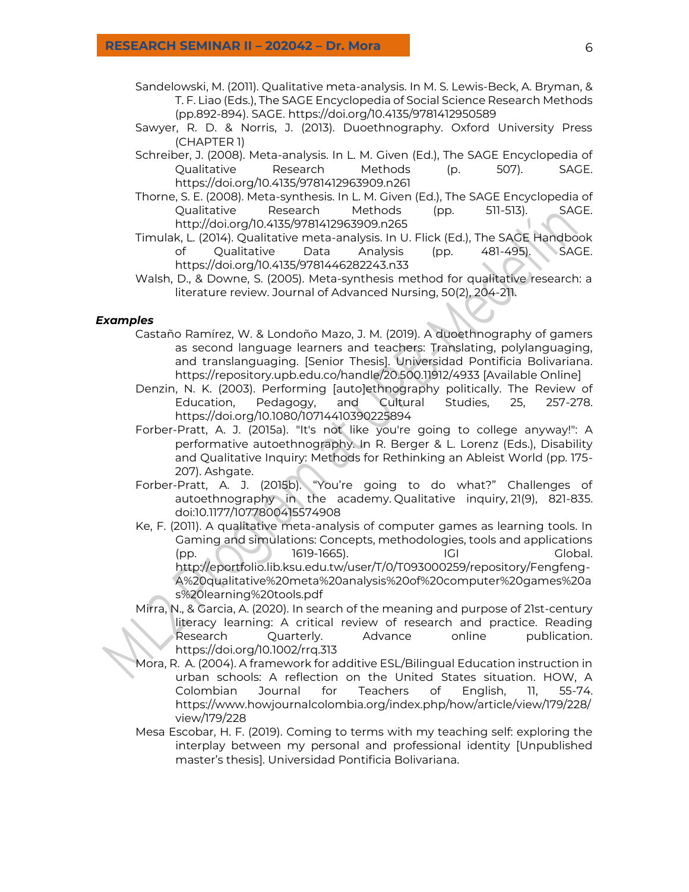Sandelowski, M. (2011). Qualitative meta-analysis. In M. S. Lewis-Beck, A. Bryman, & T. F. Liao (Eds.), The SAGE Encyclopedia of Social Science Research Methods (pp.892-894). SAGE. https://doi.org/10.4135/9781412950589

Sawyer, R. D. & Norris, J. (2013). Duoethnography. Oxford University Press (CHAPTER 1)

Schreiber, J. (2008). Meta-analysis. In L. M. Given (Ed.), The SAGE Encyclopedia of Qualitative Research Methods (p. 507). SAGE. https://doi.org/10.4135/9781412963909.n261

Thorne, S. E. (2008). Meta-synthesis. In L. M. Given (Ed.), The SAGE Encyclopedia of Qualitative Research Methods (pp. 511-513). SAGE. http://doi.org/10.4135/9781412963909.n265

Timulak, L. (2014). Qualitative meta-analysis. In U. Flick (Ed.), The SAGE Handbook of Qualitative Data Analysis (pp. 481-495). SAGE. https://doi.org/10.4135/9781446282243.n33

Walsh, D., & Downe, S. (2005). Meta-synthesis method for qualitative research: a literature review. Journal of Advanced Nursing, 50(2), 204-211.

***Examples***

Castaño Ramírez, W. & Londoño Mazo, J. M. (2019). A duoethnography of gamers as second language learners and teachers: Translating, polylanguaging, and translanguaging. [Senior Thesis]. Universidad Pontificia Bolivariana. https://repository.upb.edu.co/handle/20.500.11912/4933 [Available Online]

Denzin, N. K. (2003). Performing [auto]ethnography politically. The Review of Education, Pedagogy, and Cultural Studies, 25, 257-278. https://doi.org/10.1080/10714410390225894

Forber-Pratt, A. J. (2015a). "It's not like you're going to college anyway!": A performative autoethnography. In R. Berger & L. Lorenz (Eds.), Disability and Qualitative Inquiry: Methods for Rethinking an Ableist World (pp. 175-207). Ashgate.

Forber-Pratt, A. J. (2015b). "You're going to do what?" Challenges of autoethnography in the academy. Qualitative inquiry, 21(9), 821-835. doi:10.1177/1077800415574908

Ke, F. (2011). A qualitative meta-analysis of computer games as learning tools. In Gaming and simulations: Concepts, methodologies, tools and applications (pp. 1619-1665). IGI Global. http://eportfolio.lib.ksu.edu.tw/user/T/0/T093000259/repository/Fengfeng-A%20qualitative%20meta%20analysis%20of%20computer%20games%20as%20learning%20tools.pdf

Mirra, N., & Garcia, A. (2020). In search of the meaning and purpose of 21st-century literacy learning: A critical review of research and practice. Reading Research Quarterly. Advance online publication. https://doi.org/10.1002/rrq.313

Mora, R. A. (2004). A framework for additive ESL/Bilingual Education instruction in urban schools: A reflection on the United States situation. HOW, A Colombian Journal for Teachers of English, 11, 55-74. https://www.howjournalcolombia.org/index.php/how/article/view/179/228/view/179/228

Mesa Escobar, H. F. (2019). Coming to terms with my teaching self: exploring the interplay between my personal and professional identity [Unpublished master's thesis]. Universidad Pontificia Bolivariana.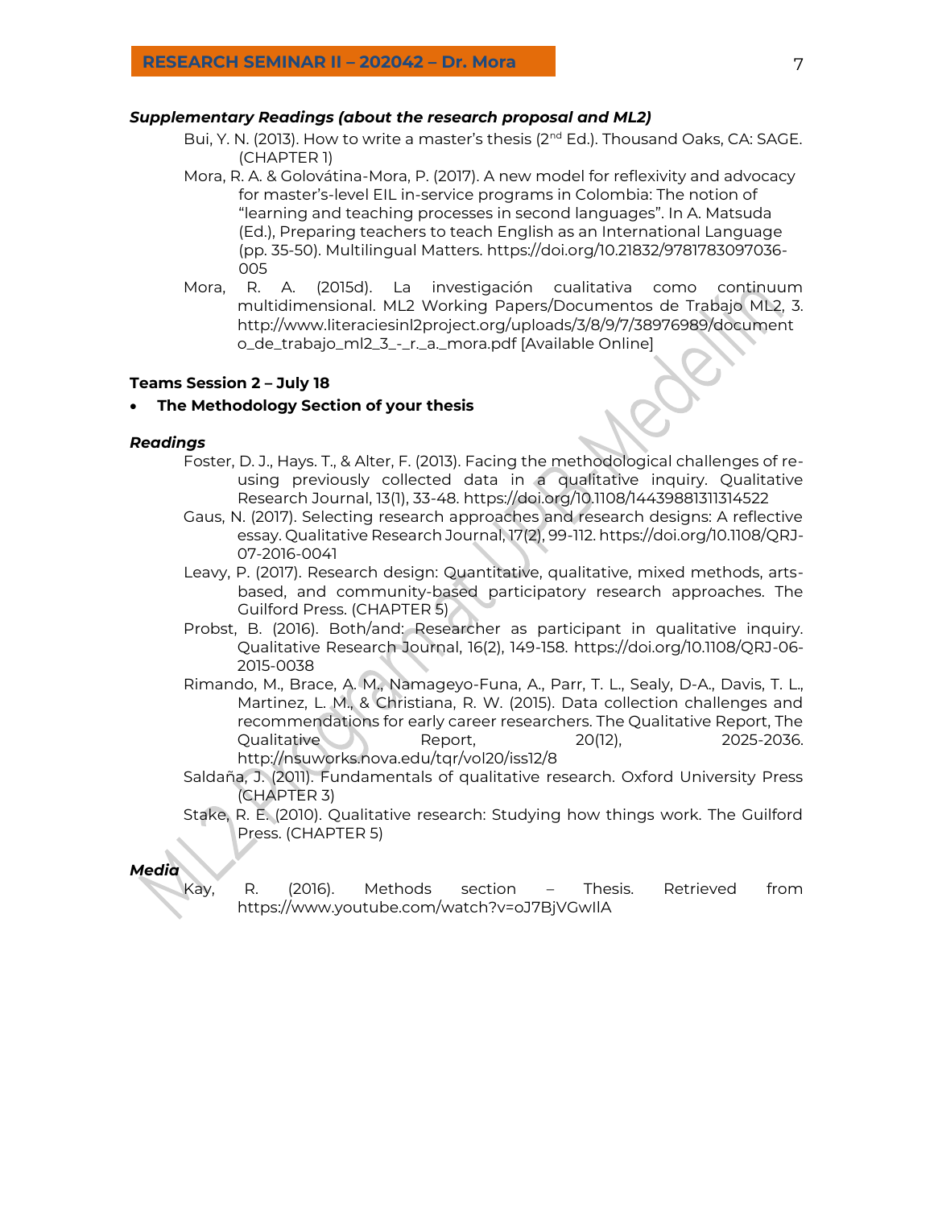### *Supplementary Readings (about the research proposal and ML2)*

Bui, Y. N. (2013). How to write a master's thesis (2nd Ed.). Thousand Oaks, CA: SAGE. (CHAPTER 1)

Mora, R. A. & Golovátina-Mora, P. (2017). A new model for reflexivity and advocacy for master's-level EIL in-service programs in Colombia: The notion of "learning and teaching processes in second languages". In A. Matsuda (Ed.), Preparing teachers to teach English as an International Language (pp. 35-50). Multilingual Matters. https://doi.org/10.21832/9781783097036-005

Mora, R. A. (2015d). La investigación cualitativa como continuum multidimensional. ML2 Working Papers/Documentos de Trabajo ML2, 3. http://www.literaciesinl2project.org/uploads/3/8/9/7/38976989/documento_de_trabajo_ml2_3_-_r._a._mora.pdf [Available Online]

### Teams Session 2 – July 18

- **The Methodology Section of your thesis**

### *Readings*

Foster, D. J., Hays. T., & Alter, F. (2013). Facing the methodological challenges of re-using previously collected data in a qualitative inquiry. Qualitative Research Journal, 13(1), 33-48. https://doi.org/10.1108/14439881311314522

Gaus, N. (2017). Selecting research approaches and research designs: A reflective essay. Qualitative Research Journal, 17(2), 99-112. https://doi.org/10.1108/QRJ-07-2016-0041

Leavy, P. (2017). Research design: Quantitative, qualitative, mixed methods, arts-based, and community-based participatory research approaches. The Guilford Press. (CHAPTER 5)

Probst, B. (2016). Both/and: Researcher as participant in qualitative inquiry. Qualitative Research Journal, 16(2), 149-158. https://doi.org/10.1108/QRJ-06-2015-0038

Rimando, M., Brace, A. M., Namageyo-Funa, A., Parr, T. L., Sealy, D-A., Davis, T. L., Martinez, L. M., & Christiana, R. W. (2015). Data collection challenges and recommendations for early career researchers. The Qualitative Report, The Qualitative Report, 20(12), 2025-2036. http://nsuworks.nova.edu/tqr/vol20/iss12/8

Saldaña, J. (2011). Fundamentals of qualitative research. Oxford University Press (CHAPTER 3)

Stake, R. E. (2010). Qualitative research: Studying how things work. The Guilford Press. (CHAPTER 5)

### *Media*

Kay, R. (2016). Methods section – Thesis. Retrieved from https://www.youtube.com/watch?v=oJ7BjVGwIlA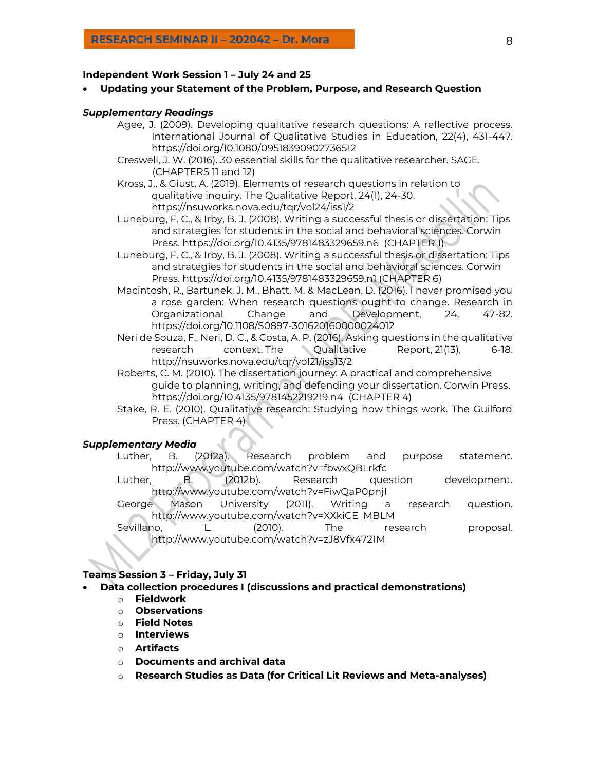**Independent Work Session 1 – July 24 and 25**

- **Updating your Statement of the Problem, Purpose, and Research Question**

***Supplementary Readings***

Agee, J. (2009). Developing qualitative research questions: A reflective process. International Journal of Qualitative Studies in Education, 22(4), 431-447. https://doi.org/10.1080/09518390902736512

Creswell, J. W. (2016). 30 essential skills for the qualitative researcher. SAGE. (CHAPTERS 11 and 12)

Kross, J., & Giust, A. (2019). Elements of research questions in relation to qualitative inquiry. The Qualitative Report, 24(1), 24-30. https://nsuworks.nova.edu/tqr/vol24/iss1/2

Luneburg, F. C., & Irby, B. J. (2008). Writing a successful thesis or dissertation: Tips and strategies for students in the social and behavioral sciences. Corwin Press. https://doi.org/10.4135/9781483329659.n6 (CHAPTER 1).

Luneburg, F. C., & Irby, B. J. (2008). Writing a successful thesis or dissertation: Tips and strategies for students in the social and behavioral sciences. Corwin Press. https://doi.org/10.4135/9781483329659.n1 (CHAPTER 6)

Macintosh, R., Bartunek, J. M., Bhatt. M. & MacLean, D. (2016). I never promised you a rose garden: When research questions ought to change. Research in Organizational Change and Development, 24, 47-82. https://doi.org/10.1108/S0897-301620160000024012

Neri de Souza, F., Neri, D. C., & Costa, A. P. (2016). Asking questions in the qualitative research context. The Qualitative Report, 21(13), 6-18. http://nsuworks.nova.edu/tqr/vol21/iss13/2

Roberts, C. M. (2010). The dissertation journey: A practical and comprehensive guide to planning, writing, and defending your dissertation. Corwin Press. https://doi.org/10.4135/9781452219219.n4 (CHAPTER 4)

Stake, R. E. (2010). Qualitative research: Studying how things work. The Guilford Press. (CHAPTER 4)

***Supplementary Media***

Luther, B. (2012a). Research problem and purpose statement. http://www.youtube.com/watch?v=fbwxQBLrkfc

Luther, B. (2012b). Research question development. http://www.youtube.com/watch?v=FiwQaP0pnjI

George Mason University (2011). Writing a research question. http://www.youtube.com/watch?v=XXkiCE_MBLM

Sevillano, L. (2010). The research proposal. http://www.youtube.com/watch?v=zJ8Vfx4721M

**Teams Session 3 – Friday, July 31**

- **Data collection procedures I (discussions and practical demonstrations)**
  - **Fieldwork**
  - **Observations**
  - **Field Notes**
  - **Interviews**
  - **Artifacts**
  - **Documents and archival data**
  - **Research Studies as Data (for Critical Lit Reviews and Meta-analyses)**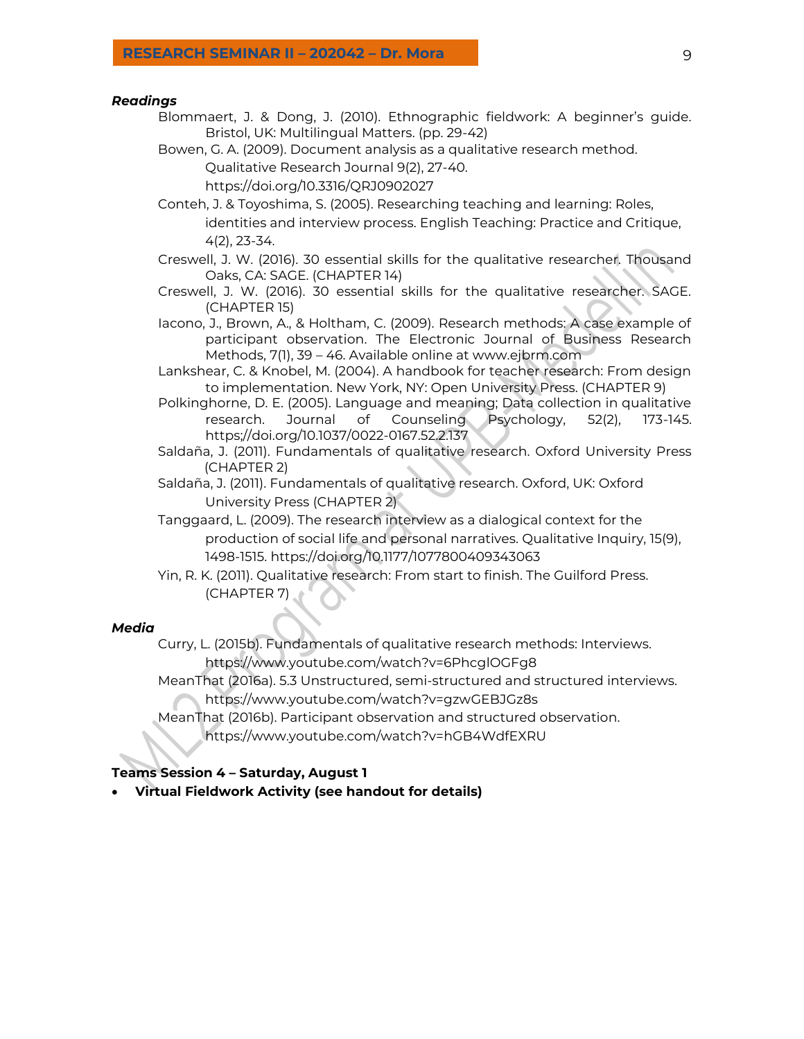***Readings***

Blommaert, J. & Dong, J. (2010). Ethnographic fieldwork: A beginner's guide. Bristol, UK: Multilingual Matters. (pp. 29-42)

Bowen, G. A. (2009). Document analysis as a qualitative research method. Qualitative Research Journal 9(2), 27-40. https://doi.org/10.3316/QRJ0902027

Conteh, J. & Toyoshima, S. (2005). Researching teaching and learning: Roles, identities and interview process. English Teaching: Practice and Critique, 4(2), 23-34.

Creswell, J. W. (2016). 30 essential skills for the qualitative researcher. Thousand Oaks, CA: SAGE. (CHAPTER 14)

Creswell, J. W. (2016). 30 essential skills for the qualitative researcher. SAGE. (CHAPTER 15)

Iacono, J., Brown, A., & Holtham, C. (2009). Research methods: A case example of participant observation. The Electronic Journal of Business Research Methods, 7(1), 39 – 46. Available online at www.ejbrm.com

Lankshear, C. & Knobel, M. (2004). A handbook for teacher research: From design to implementation. New York, NY: Open University Press. (CHAPTER 9)

Polkinghorne, D. E. (2005). Language and meaning; Data collection in qualitative research. Journal of Counseling Psychology, 52(2), 173-145. https;//doi.org/10.1037/0022-0167.52.2.137

Saldaña, J. (2011). Fundamentals of qualitative research. Oxford University Press (CHAPTER 2)

Saldaña, J. (2011). Fundamentals of qualitative research. Oxford, UK: Oxford University Press (CHAPTER 2)

Tanggaard, L. (2009). The research interview as a dialogical context for the production of social life and personal narratives. Qualitative Inquiry, 15(9), 1498-1515. https://doi.org/10.1177/1077800409343063

Yin, R. K. (2011). Qualitative research: From start to finish. The Guilford Press. (CHAPTER 7)

***Media***

Curry, L. (2015b). Fundamentals of qualitative research methods: Interviews. https://www.youtube.com/watch?v=6PhcglOGFg8

MeanThat (2016a). 5.3 Unstructured, semi-structured and structured interviews. https://www.youtube.com/watch?v=gzwGEBJGz8s

MeanThat (2016b). Participant observation and structured observation. https://www.youtube.com/watch?v=hGB4WdfEXRU

**Teams Session 4 – Saturday, August 1**

- **Virtual Fieldwork Activity (see handout for details)**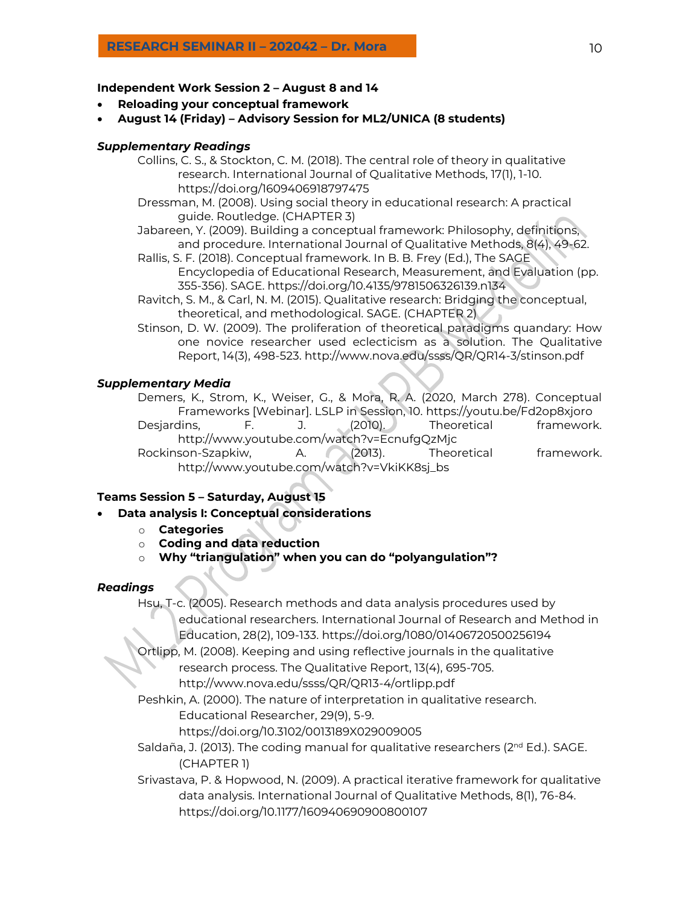**Independent Work Session 2 – August 8 and 14**

- **Reloading your conceptual framework**
- **August 14 (Friday) – Advisory Session for ML2/UNICA (8 students)**

***Supplementary Readings***

Collins, C. S., & Stockton, C. M. (2018). The central role of theory in qualitative research. International Journal of Qualitative Methods, 17(1), 1-10. https://doi.org/1609406918797475

Dressman, M. (2008). Using social theory in educational research: A practical guide. Routledge. (CHAPTER 3)

Jabareen, Y. (2009). Building a conceptual framework: Philosophy, definitions, and procedure. International Journal of Qualitative Methods, 8(4), 49-62.

Rallis, S. F. (2018). Conceptual framework. In B. B. Frey (Ed.), The SAGE Encyclopedia of Educational Research, Measurement, and Evaluation (pp. 355-356). SAGE. https://doi.org/10.4135/9781506326139.n134

Ravitch, S. M., & Carl, N. M. (2015). Qualitative research: Bridging the conceptual, theoretical, and methodological. SAGE. (CHAPTER 2)

Stinson, D. W. (2009). The proliferation of theoretical paradigms quandary: How one novice researcher used eclecticism as a solution. The Qualitative Report, 14(3), 498-523. http://www.nova.edu/ssss/QR/QR14-3/stinson.pdf

***Supplementary Media***

Demers, K., Strom, K., Weiser, G., & Mora, R. A. (2020, March 278). Conceptual Frameworks [Webinar]. LSLP in Session, 10. https://youtu.be/Fd2op8xjoro

Desjardins, F. J. (2010). Theoretical framework. http://www.youtube.com/watch?v=EcnufgQzMjc

Rockinson-Szapkiw, A. (2013). Theoretical framework. http://www.youtube.com/watch?v=VkiKK8sj_bs

**Teams Session 5 – Saturday, August 15**

- **Data analysis I: Conceptual considerations**
  - **Categories**
  - **Coding and data reduction**
  - **Why "triangulation" when you can do "polyangulation"?**

***Readings***

Hsu, T-c. (2005). Research methods and data analysis procedures used by educational researchers. International Journal of Research and Method in Education, 28(2), 109-133. https://doi.org/1080/01406720500256194

Ortlipp, M. (2008). Keeping and using reflective journals in the qualitative research process. The Qualitative Report, 13(4), 695-705. http://www.nova.edu/ssss/QR/QR13-4/ortlipp.pdf

Peshkin, A. (2000). The nature of interpretation in qualitative research. Educational Researcher, 29(9), 5-9. https://doi.org/10.3102/0013189X029009005

Saldaña, J. (2013). The coding manual for qualitative researchers (2nd Ed.). SAGE. (CHAPTER 1)

Srivastava, P. & Hopwood, N. (2009). A practical iterative framework for qualitative data analysis. International Journal of Qualitative Methods, 8(1), 76-84. https://doi.org/10.1177/160940690900800107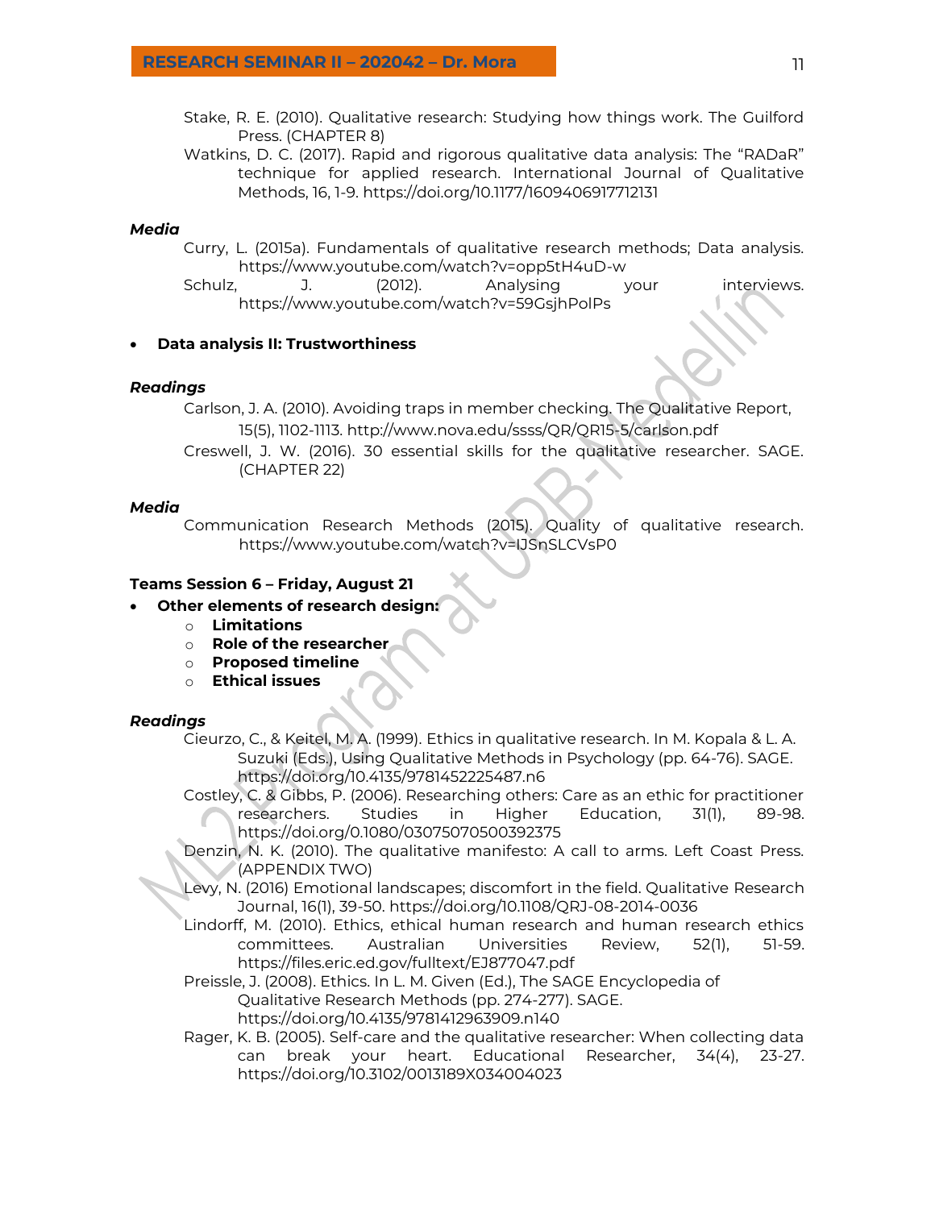Stake, R. E. (2010). Qualitative research: Studying how things work. The Guilford Press. (CHAPTER 8)

Watkins, D. C. (2017). Rapid and rigorous qualitative data analysis: The "RADaR" technique for applied research. International Journal of Qualitative Methods, 16, 1-9. https://doi.org/10.1177/1609406917712131

***Media***

Curry, L. (2015a). Fundamentals of qualitative research methods; Data analysis. https://www.youtube.com/watch?v=opp5tH4uD-w

Schulz, J. (2012). Analysing your interviews. https://www.youtube.com/watch?v=59GsjhPolPs

- **Data analysis II: Trustworthiness**

***Readings***

Carlson, J. A. (2010). Avoiding traps in member checking. The Qualitative Report, 15(5), 1102-1113. http://www.nova.edu/ssss/QR/QR15-5/carlson.pdf

Creswell, J. W. (2016). 30 essential skills for the qualitative researcher. SAGE. (CHAPTER 22)

***Media***

Communication Research Methods (2015). Quality of qualitative research. https://www.youtube.com/watch?v=lJSnSLCVsP0

**Teams Session 6 – Friday, August 21**

- **Other elements of research design:**
  - **Limitations**
  - **Role of the researcher**
  - **Proposed timeline**
  - **Ethical issues**

***Readings***

Cieurzo, C., & Keitel, M. A. (1999). Ethics in qualitative research. In M. Kopala & L. A. Suzuki (Eds.), Using Qualitative Methods in Psychology (pp. 64-76). SAGE. https://doi.org/10.4135/9781452225487.n6

Costley, C. & Gibbs, P. (2006). Researching others: Care as an ethic for practitioner researchers. Studies in Higher Education, 31(1), 89-98. https://doi.org/0.1080/03075070500392375

Denzin, N. K. (2010). The qualitative manifesto: A call to arms. Left Coast Press. (APPENDIX TWO)

Levy, N. (2016) Emotional landscapes; discomfort in the field. Qualitative Research Journal, 16(1), 39-50. https://doi.org/10.1108/QRJ-08-2014-0036

Lindorff, M. (2010). Ethics, ethical human research and human research ethics committees. Australian Universities Review, 52(1), 51-59. https://files.eric.ed.gov/fulltext/EJ877047.pdf

Preissle, J. (2008). Ethics. In L. M. Given (Ed.), The SAGE Encyclopedia of Qualitative Research Methods (pp. 274-277). SAGE. https://doi.org/10.4135/9781412963909.n140

Rager, K. B. (2005). Self-care and the qualitative researcher: When collecting data can break your heart. Educational Researcher, 34(4), 23-27. https://doi.org/10.3102/0013189X034004023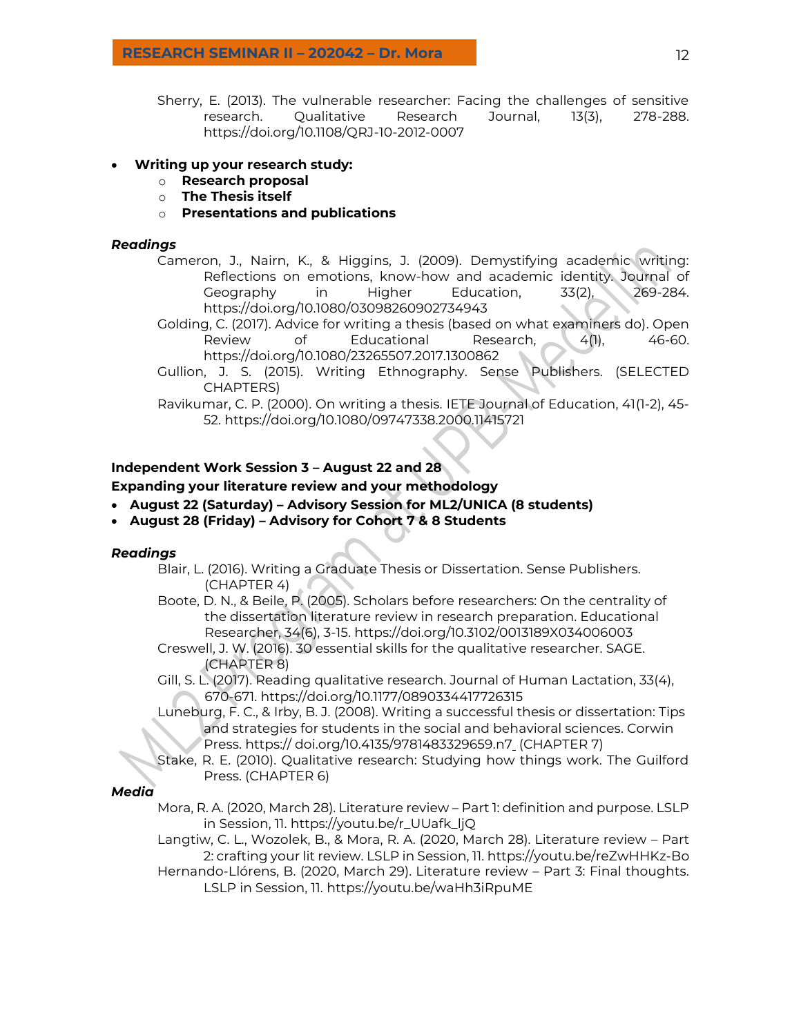Sherry, E. (2013). The vulnerable researcher: Facing the challenges of sensitive research. Qualitative Research Journal, 13(3), 278-288. https://doi.org/10.1108/QRJ-10-2012-0007

- **Writing up your research study:**
  - **Research proposal**
  - **The Thesis itself**
  - **Presentations and publications**

***Readings***

Cameron, J., Nairn, K., & Higgins, J. (2009). Demystifying academic writing: Reflections on emotions, know-how and academic identity. Journal of Geography in Higher Education, 33(2), 269-284. https://doi.org/10.1080/03098260902734943

Golding, C. (2017). Advice for writing a thesis (based on what examiners do). Open Review of Educational Research, 4(1), 46-60. https://doi.org/10.1080/23265507.2017.1300862

Gullion, J. S. (2015). Writing Ethnography. Sense Publishers. (SELECTED CHAPTERS)

Ravikumar, C. P. (2000). On writing a thesis. IETE Journal of Education, 41(1-2), 45-52. https://doi.org/10.1080/09747338.2000.11415721

**Independent Work Session 3 – August 22 and 28**

**Expanding your literature review and your methodology**

- **August 22 (Saturday) – Advisory Session for ML2/UNICA (8 students)**
- **August 28 (Friday) – Advisory for Cohort 7 & 8 Students**

***Readings***

Blair, L. (2016). Writing a Graduate Thesis or Dissertation. Sense Publishers. (CHAPTER 4)

Boote, D. N., & Beile, P. (2005). Scholars before researchers: On the centrality of the dissertation literature review in research preparation. Educational Researcher, 34(6), 3-15. https://doi.org/10.3102/0013189X034006003

Creswell, J. W. (2016). 30 essential skills for the qualitative researcher. SAGE. (CHAPTER 8)

Gill, S. L. (2017). Reading qualitative research. Journal of Human Lactation, 33(4), 670-671. https://doi.org/10.1177/0890334417726315

Luneburg, F. C., & Irby, B. J. (2008). Writing a successful thesis or dissertation: Tips and strategies for students in the social and behavioral sciences. Corwin Press. https:// doi.org/10.4135/9781483329659.n7 (CHAPTER 7)

Stake, R. E. (2010). Qualitative research: Studying how things work. The Guilford Press. (CHAPTER 6)

***Media***

Mora, R. A. (2020, March 28). Literature review – Part 1: definition and purpose. LSLP in Session, 11. https://youtu.be/r_UUafk_ljQ

Langtiw, C. L., Wozolek, B., & Mora, R. A. (2020, March 28). Literature review – Part 2: crafting your lit review. LSLP in Session, 11. https://youtu.be/reZwHHKz-Bo

Hernando-Llórens, B. (2020, March 29). Literature review – Part 3: Final thoughts. LSLP in Session, 11. https://youtu.be/waHh3iRpuME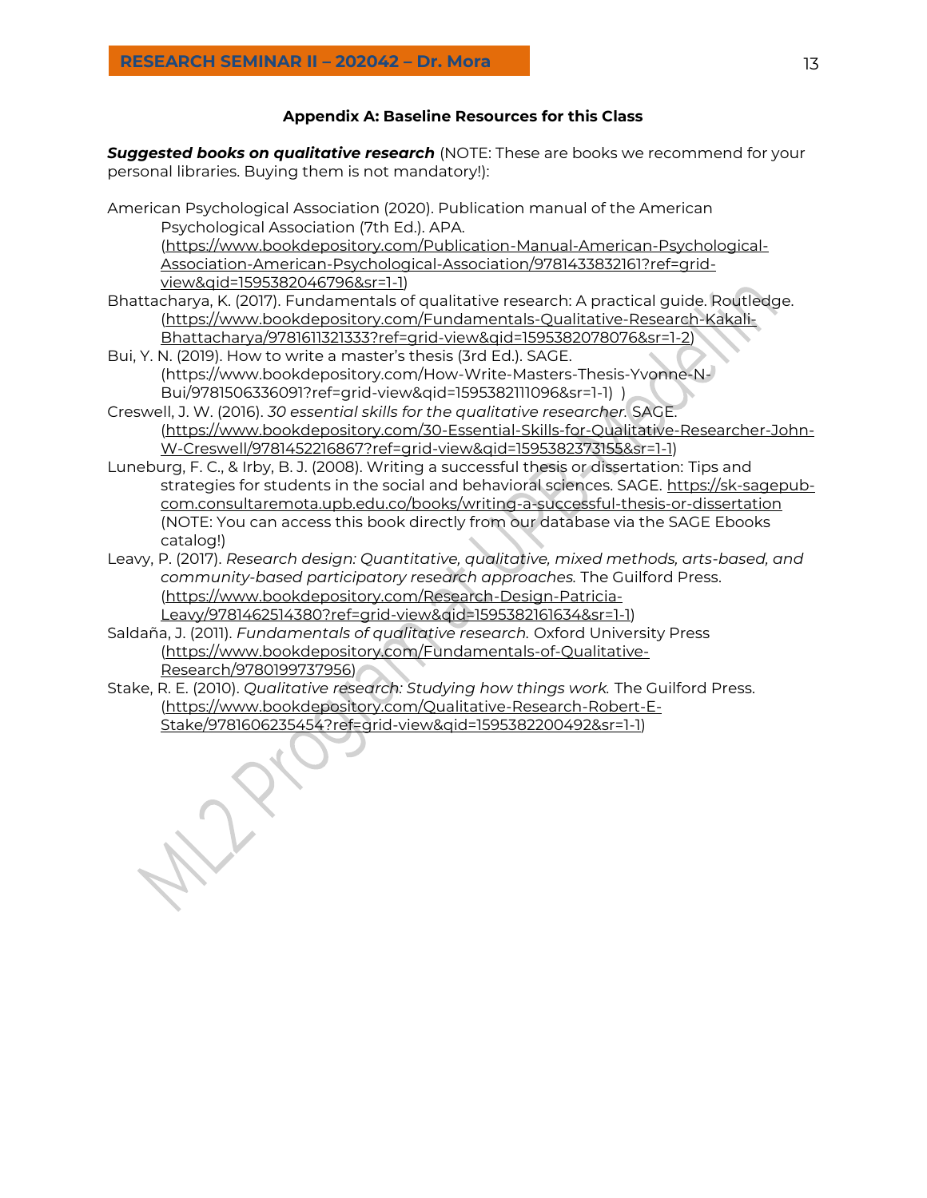### Appendix A: Baseline Resources for this Class

***Suggested books on qualitative research*** (NOTE: These are books we recommend for your personal libraries. Buying them is not mandatory!):

American Psychological Association (2020). Publication manual of the American Psychological Association (7th Ed.). APA. (https://www.bookdepository.com/Publication-Manual-American-Psychological-Association-American-Psychological-Association/9781433832161?ref=grid-view&qid=1595382046796&sr=1-1)

Bhattacharya, K. (2017). Fundamentals of qualitative research: A practical guide. Routledge. (https://www.bookdepository.com/Fundamentals-Qualitative-Research-Kakali-Bhattacharya/9781611321333?ref=grid-view&qid=1595382078076&sr=1-2)

Bui, Y. N. (2019). How to write a master's thesis (3rd Ed.). SAGE. (https://www.bookdepository.com/How-Write-Masters-Thesis-Yvonne-N-Bui/9781506336091?ref=grid-view&qid=1595382111096&sr=1-1) )

Creswell, J. W. (2016). *30 essential skills for the qualitative researcher.* SAGE. (https://www.bookdepository.com/30-Essential-Skills-for-Qualitative-Researcher-John-W-Creswell/9781452216867?ref=grid-view&qid=1595382373155&sr=1-1)

Luneburg, F. C., & Irby, B. J. (2008). Writing a successful thesis or dissertation: Tips and strategies for students in the social and behavioral sciences. SAGE. https://sk-sagepub-com.consultaremota.upb.edu.co/books/writing-a-successful-thesis-or-dissertation (NOTE: You can access this book directly from our database via the SAGE Ebooks catalog!)

Leavy, P. (2017). *Research design: Quantitative, qualitative, mixed methods, arts-based, and community-based participatory research approaches.* The Guilford Press. (https://www.bookdepository.com/Research-Design-Patricia-Leavy/9781462514380?ref=grid-view&qid=1595382161634&sr=1-1)

Saldaña, J. (2011). *Fundamentals of qualitative research.* Oxford University Press (https://www.bookdepository.com/Fundamentals-of-Qualitative-Research/9780199737956)

Stake, R. E. (2010). *Qualitative research: Studying how things work.* The Guilford Press. (https://www.bookdepository.com/Qualitative-Research-Robert-E-Stake/9781606235454?ref=grid-view&qid=1595382200492&sr=1-1)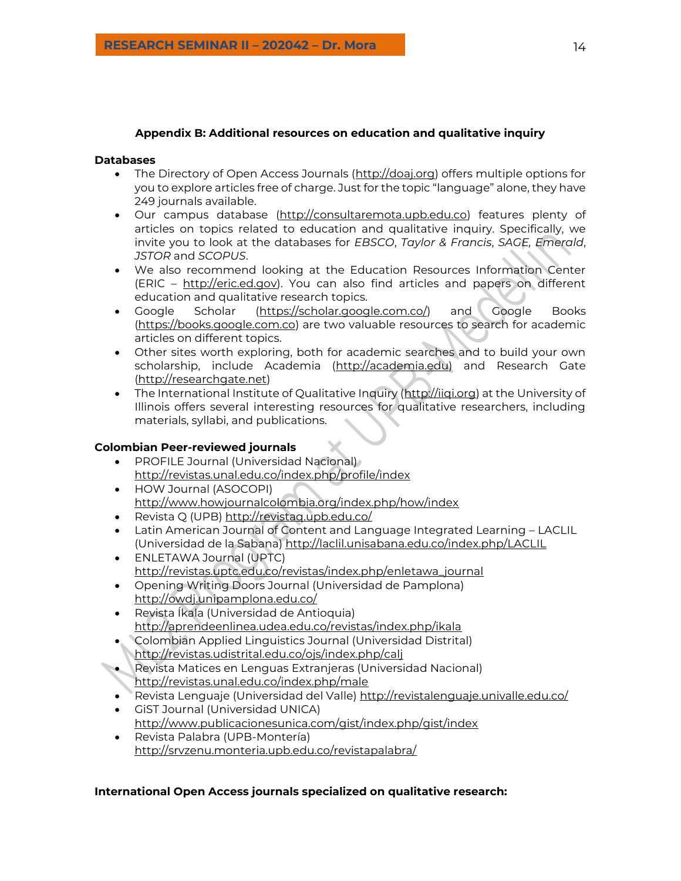## Appendix B: Additional resources on education and qualitative inquiry

**Databases**

- The Directory of Open Access Journals (http://doaj.org) offers multiple options for you to explore articles free of charge. Just for the topic "language" alone, they have 249 journals available.
- Our campus database (http://consultaremota.upb.edu.co) features plenty of articles on topics related to education and qualitative inquiry. Specifically, we invite you to look at the databases for *EBSCO*, *Taylor & Francis*, *SAGE*, *Emerald*, *JSTOR* and *SCOPUS*.
- We also recommend looking at the Education Resources Information Center (ERIC – http://eric.ed.gov). You can also find articles and papers on different education and qualitative research topics.
- Google Scholar (https://scholar.google.com.co/) and Google Books (https://books.google.com.co) are two valuable resources to search for academic articles on different topics.
- Other sites worth exploring, both for academic searches and to build your own scholarship, include Academia (http://academia.edu) and Research Gate (http://researchgate.net)
- The International Institute of Qualitative Inquiry (http://iiqi.org) at the University of Illinois offers several interesting resources for qualitative researchers, including materials, syllabi, and publications.

**Colombian Peer-reviewed journals**

- PROFILE Journal (Universidad Nacional) http://revistas.unal.edu.co/index.php/profile/index
- HOW Journal (ASOCOPI) http://www.howjournalcolombia.org/index.php/how/index
- Revista Q (UPB) http://revistaq.upb.edu.co/
- Latin American Journal of Content and Language Integrated Learning – LACLIL (Universidad de la Sabana) http://laclil.unisabana.edu.co/index.php/LACLIL
- ENLETAWA Journal (UPTC) http://revistas.uptc.edu.co/revistas/index.php/enletawa_journal
- Opening Writing Doors Journal (Universidad de Pamplona) http://owdj.unipamplona.edu.co/
- Revista Íkala (Universidad de Antioquia) http://aprendeenlinea.udea.edu.co/revistas/index.php/ikala
- Colombian Applied Linguistics Journal (Universidad Distrital) http://revistas.udistrital.edu.co/ojs/index.php/calj
- Revista Matices en Lenguas Extranjeras (Universidad Nacional) http://revistas.unal.edu.co/index.php/male
- Revista Lenguaje (Universidad del Valle) http://revistalenguaje.univalle.edu.co/
- GiST Journal (Universidad UNICA) http://www.publicacionesunica.com/gist/index.php/gist/index
- Revista Palabra (UPB-Montería) http://srvzenu.monteria.upb.edu.co/revistapalabra/

**International Open Access journals specialized on qualitative research:**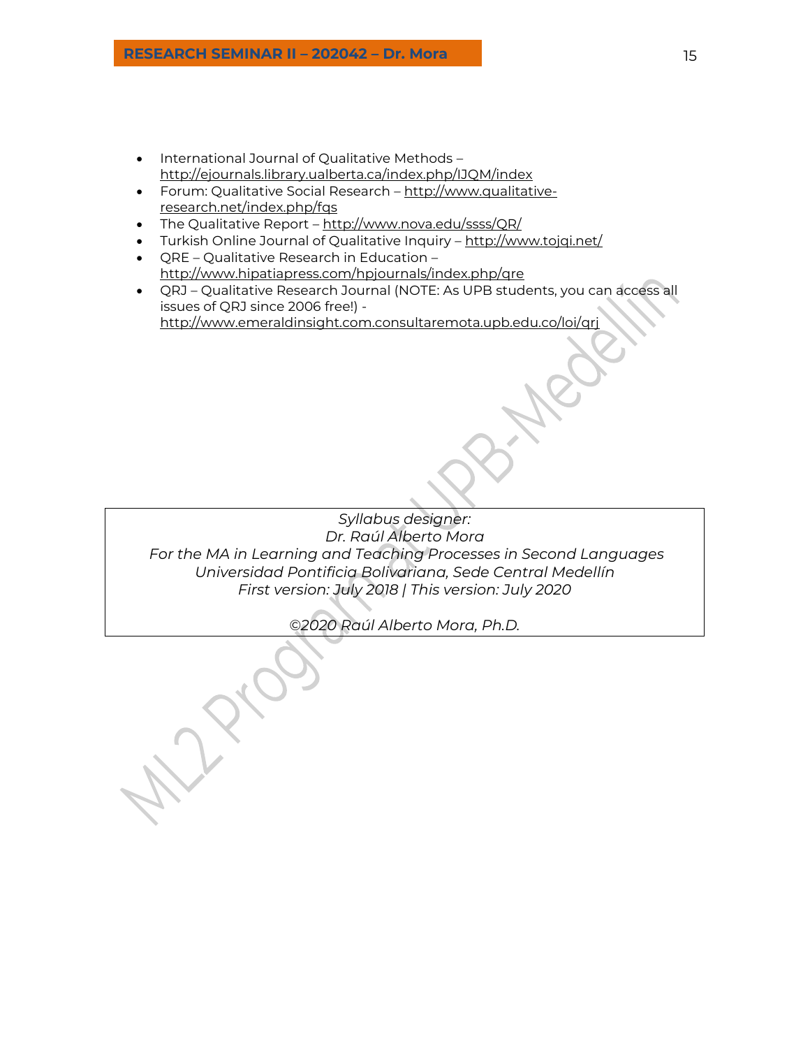- International Journal of Qualitative Methods – http://ejournals.library.ualberta.ca/index.php/IJQM/index
- Forum: Qualitative Social Research – http://www.qualitative-research.net/index.php/fqs
- The Qualitative Report – http://www.nova.edu/ssss/QR/
- Turkish Online Journal of Qualitative Inquiry – http://www.tojqi.net/
- QRE – Qualitative Research in Education – http://www.hipatiapress.com/hpjournals/index.php/qre
- QRJ – Qualitative Research Journal (NOTE: As UPB students, you can access all issues of QRJ since 2006 free!) - http://www.emeraldinsight.com.consultaremota.upb.edu.co/loi/qrj

*Syllabus designer:*
*Dr. Raúl Alberto Mora*
*For the MA in Learning and Teaching Processes in Second Languages*
*Universidad Pontificia Bolivariana, Sede Central Medellín*
*First version: July 2018 | This version: July 2020*

*©2020 Raúl Alberto Mora, Ph.D.*